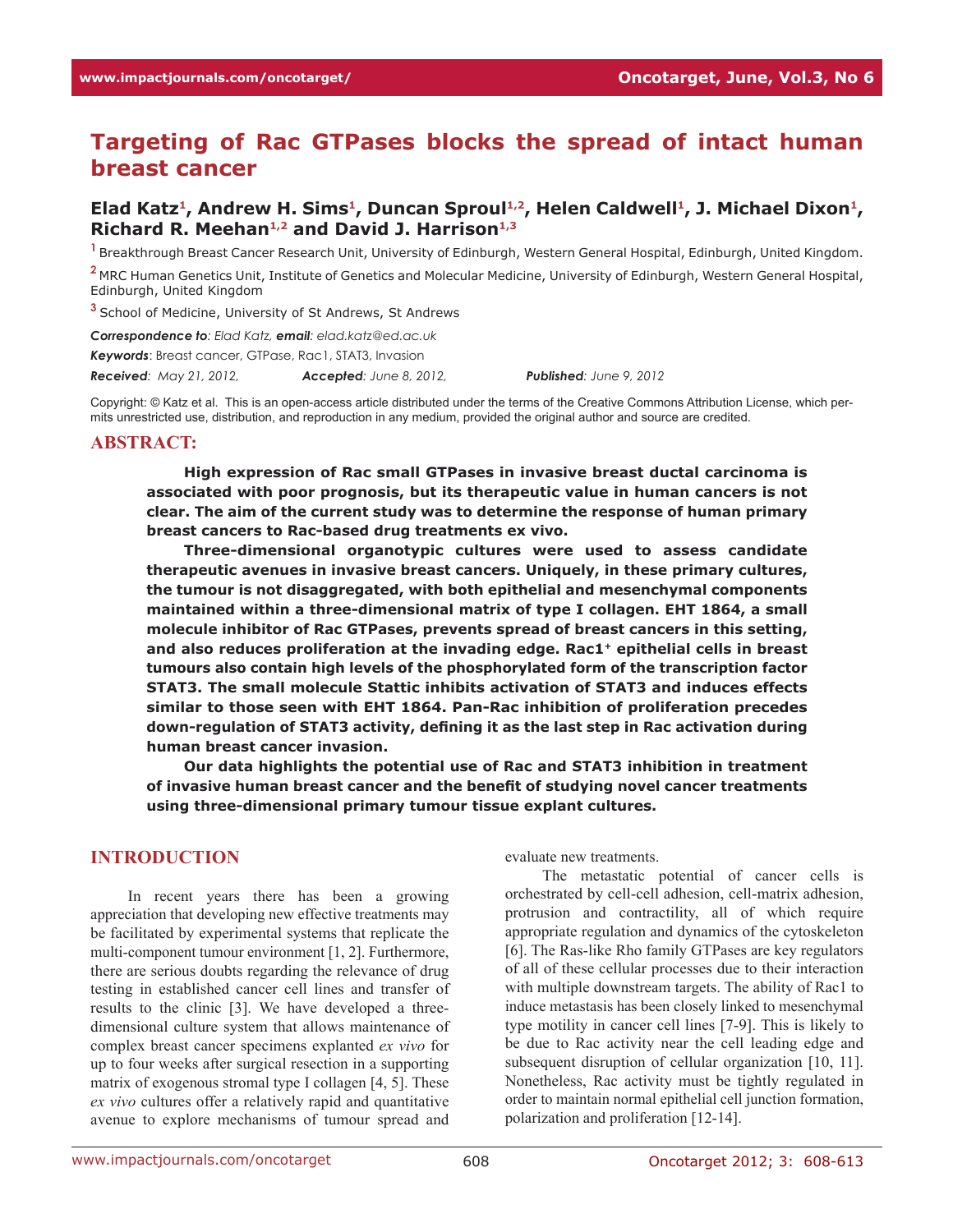# Targeting of Rac GTPases blocks the spread of intact human breast cancer

**Elad Katz[1], Andrew H. Sims[1], Duncan Sproul[1,2], Helen Caldwell[1], J. Michael Dixon[1], Richard R. Meehan[1,2] and David J. Harrison[1,3]**

[1] Breakthrough Breast Cancer Research Unit, University of Edinburgh, Western General Hospital, Edinburgh, United Kingdom.

[2] MRC Human Genetics Unit, Institute of Genetics and Molecular Medicine, University of Edinburgh, Western General Hospital, Edinburgh, United Kingdom

[3] School of Medicine, University of St Andrews, St Andrews

***Correspondence to**: Elad Katz, **email**: elad.katz@ed.ac.uk*

***Keywords***: Breast cancer, GTPase, Rac1, STAT3, Invasion

***Received**: May 21, 2012,* ***Accepted**: June 8, 2012,* ***Published**: June 9, 2012*

Copyright: © Katz et al. This is an open-access article distributed under the terms of the Creative Commons Attribution License, which permits unrestricted use, distribution, and reproduction in any medium, provided the original author and source are credited.

## ABSTRACT:

**High expression of Rac small GTPases in invasive breast ductal carcinoma is associated with poor prognosis, but its therapeutic value in human cancers is not clear. The aim of the current study was to determine the response of human primary breast cancers to Rac-based drug treatments ex vivo.**

**Three-dimensional organotypic cultures were used to assess candidate therapeutic avenues in invasive breast cancers. Uniquely, in these primary cultures, the tumour is not disaggregated, with both epithelial and mesenchymal components maintained within a three-dimensional matrix of type I collagen. EHT 1864, a small molecule inhibitor of Rac GTPases, prevents spread of breast cancers in this setting, and also reduces proliferation at the invading edge. Rac1$^+$ epithelial cells in breast tumours also contain high levels of the phosphorylated form of the transcription factor STAT3. The small molecule Stattic inhibits activation of STAT3 and induces effects similar to those seen with EHT 1864. Pan-Rac inhibition of proliferation precedes down-regulation of STAT3 activity, defining it as the last step in Rac activation during human breast cancer invasion.**

**Our data highlights the potential use of Rac and STAT3 inhibition in treatment of invasive human breast cancer and the benefit of studying novel cancer treatments using three-dimensional primary tumour tissue explant cultures.**

## INTRODUCTION

In recent years there has been a growing appreciation that developing new effective treatments may be facilitated by experimental systems that replicate the multi-component tumour environment [1, 2]. Furthermore, there are serious doubts regarding the relevance of drug testing in established cancer cell lines and transfer of results to the clinic [3]. We have developed a three-dimensional culture system that allows maintenance of complex breast cancer specimens explanted *ex vivo* for up to four weeks after surgical resection in a supporting matrix of exogenous stromal type I collagen [4, 5]. These *ex vivo* cultures offer a relatively rapid and quantitative avenue to explore mechanisms of tumour spread and evaluate new treatments.

The metastatic potential of cancer cells is orchestrated by cell-cell adhesion, cell-matrix adhesion, protrusion and contractility, all of which require appropriate regulation and dynamics of the cytoskeleton [6]. The Ras-like Rho family GTPases are key regulators of all of these cellular processes due to their interaction with multiple downstream targets. The ability of Rac1 to induce metastasis has been closely linked to mesenchymal type motility in cancer cell lines [7-9]. This is likely to be due to Rac activity near the cell leading edge and subsequent disruption of cellular organization [10, 11]. Nonetheless, Rac activity must be tightly regulated in order to maintain normal epithelial cell junction formation, polarization and proliferation [12-14].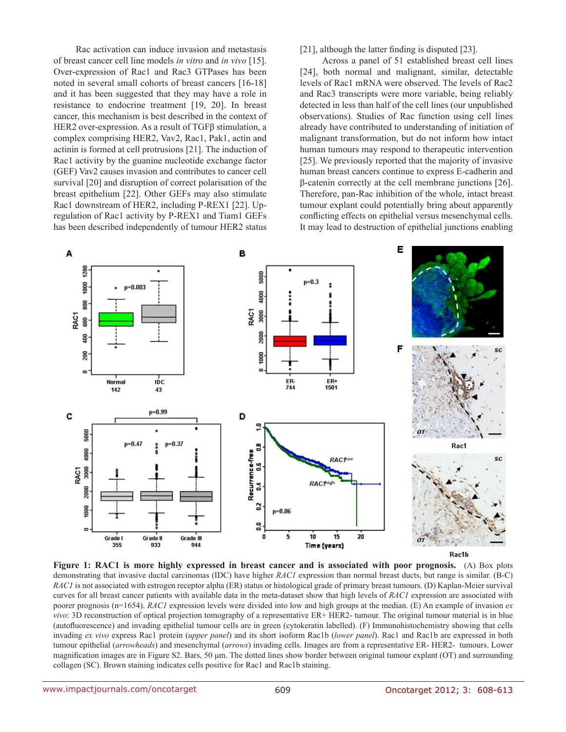Rac activation can induce invasion and metastasis of breast cancer cell line models *in vitro* and *in vivo* [15]. Over-expression of Rac1 and Rac3 GTPases has been noted in several small cohorts of breast cancers [16-18] and it has been suggested that they may have a role in resistance to endocrine treatment [19, 20]. In breast cancer, this mechanism is best described in the context of HER2 over-expression. As a result of TGFβ stimulation, a complex comprising HER2, Vav2, Rac1, Pak1, actin and actinin is formed at cell protrusions [21]. The induction of Rac1 activity by the guanine nucleotide exchange factor (GEF) Vav2 causes invasion and contributes to cancer cell survival [20] and disruption of correct polarisation of the breast epithelium [22]. Other GEFs may also stimulate Rac1 downstream of HER2, including P-REX1 [22]. Up-regulation of Rac1 activity by P-REX1 and Tiam1 GEFs has been described independently of tumour HER2 status [21], although the latter finding is disputed [23].

Across a panel of 51 established breast cell lines [24], both normal and malignant, similar, detectable levels of Rac1 mRNA were observed. The levels of Rac2 and Rac3 transcripts were more variable, being reliably detected in less than half of the cell lines (our unpublished observations). Studies of Rac function using cell lines already have contributed to understanding of initiation of malignant transformation, but do not inform how intact human tumours may respond to therapeutic intervention [25]. We previously reported that the majority of invasive human breast cancers continue to express E-cadherin and β-catenin correctly at the cell membrane junctions [26]. Therefore, pan-Rac inhibition of the whole, intact breast tumour explant could potentially bring about apparently conflicting effects on epithelial versus mesenchymal cells. It may lead to destruction of epithelial junctions enabling

A

p=0.003

RAC1

0 200 400 600 800 1000 1200

Normal 142

IDC 43

B

p=0.3

RAC1

0 1000 2000 3000 4000 5000

ER- 744

ER+ 1501

C

p=0.99

p=0.47

p=0.37

RAC1

0 1000 2000 3000 4000 5000

Grade I 355

Grade II 933

Grade III 944

D

Recurrence-free

0.0 0.2 0.4 0.6 0.8 1.0

$RAC1^{low}$

$RAC1^{high}$

p=0.06

0 5 10 15 20

Time (years)

E

F

SC

OT

Rac1

SC

OT

Rac1b

**Figure 1: RAC1 is more highly expressed in breast cancer and is associated with poor prognosis.** (A) Box plots demonstrating that invasive ductal carcinomas (IDC) have higher *RAC1* expression than normal breast ducts, but range is similar. (B-C) *RAC1* is not associated with estrogen receptor alpha (ER) status or histological grade of primary breast tumours. (D) Kaplan-Meier survival curves for all breast cancer patients with available data in the meta-dataset show that high levels of *RAC1* expression are associated with poorer prognosis (n=1654). *RAC1* expression levels were divided into low and high groups at the median. (E) An example of invasion *ex vivo*: 3D reconstruction of optical projection tomography of a representative ER+ HER2- tumour. The original tumour material is in blue (autofluorescence) and invading epithelial tumour cells are in green (cytokeratin labelled). (F) Immunohistochemistry showing that cells invading *ex vivo* express Rac1 protein (*upper panel*) and its short isoform Rac1b (*lower panel*). Rac1 and Rac1b are expressed in both tumour epithelial (*arrowheads*) and mesenchymal (*arrows*) invading cells. Images are from a representative ER- HER2- tumours. Lower magnification images are in Figure S2. Bars, 50 μm. The dotted lines show border between original tumour explant (OT) and surrounding collagen (SC). Brown staining indicates cells positive for Rac1 and Rac1b staining.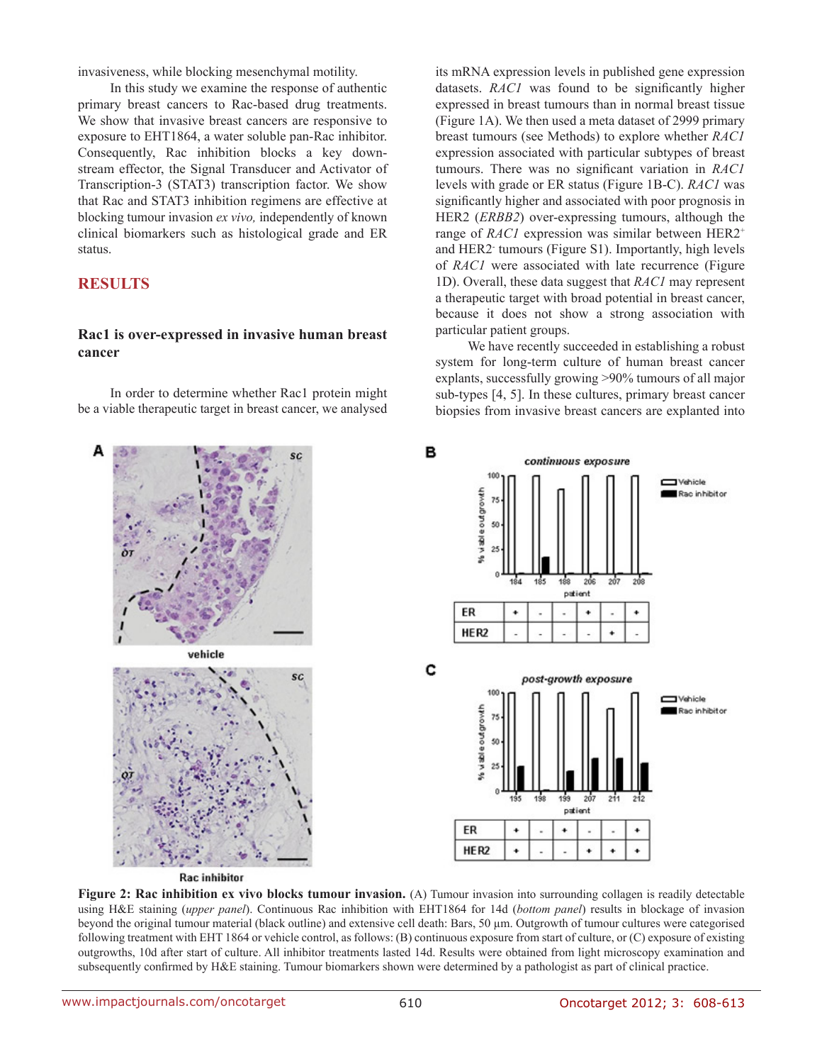invasiveness, while blocking mesenchymal motility.

In this study we examine the response of authentic primary breast cancers to Rac-based drug treatments. We show that invasive breast cancers are responsive to exposure to EHT1864, a water soluble pan-Rac inhibitor. Consequently, Rac inhibition blocks a key downstream effector, the Signal Transducer and Activator of Transcription-3 (STAT3) transcription factor. We show that Rac and STAT3 inhibition regimens are effective at blocking tumour invasion *ex vivo,* independently of known clinical biomarkers such as histological grade and ER status.

## RESULTS

### Rac1 is over-expressed in invasive human breast cancer

In order to determine whether Rac1 protein might be a viable therapeutic target in breast cancer, we analysed its mRNA expression levels in published gene expression datasets. *RAC1* was found to be significantly higher expressed in breast tumours than in normal breast tissue (Figure 1A). We then used a meta dataset of 2999 primary breast tumours (see Methods) to explore whether *RAC1* expression associated with particular subtypes of breast tumours. There was no significant variation in *RAC1* levels with grade or ER status (Figure 1B-C). *RAC1* was significantly higher and associated with poor prognosis in HER2 (*ERBB2*) over-expressing tumours, although the range of *RAC1* expression was similar between HER2$^{+}$ and HER2$^{-}$ tumours (Figure S1). Importantly, high levels of *RAC1* were associated with late recurrence (Figure 1D). Overall, these data suggest that *RAC1* may represent a therapeutic target with broad potential in breast cancer, because it does not show a strong association with particular patient groups.

We have recently succeeded in establishing a robust system for long-term culture of human breast cancer explants, successfully growing >90% tumours of all major sub-types [4, 5]. In these cultures, primary breast cancer biopsies from invasive breast cancers are explanted into

A

SC

OT

vehicle

SC

OT

Rac inhibitor

B

continuous exposure

% viable outgrowth

0 25 50 75 100

184 185 188 206 207 208

patient

Vehicle

Rac inhibitor

| | | | | | | |
|---|---|---|---|---|---|---|
| ER | + | - | - | + | - | + |
| HER2 | - | - | - | - | + | - |

C

post-growth exposure

% viable outgrowth

0 25 50 75 100

195 198 199 207 211 212

patient

Vehicle

Rac inhibitor

| | | | | | | |
|---|---|---|---|---|---|---|
| ER | + | - | + | - | - | + |
| HER2 | + | - | - | + | + | + |

**Figure 2: Rac inhibition ex vivo blocks tumour invasion.** (A) Tumour invasion into surrounding collagen is readily detectable using H&E staining (*upper panel*). Continuous Rac inhibition with EHT1864 for 14d (*bottom panel*) results in blockage of invasion beyond the original tumour material (black outline) and extensive cell death: Bars, 50 µm. Outgrowth of tumour cultures were categorised following treatment with EHT 1864 or vehicle control, as follows: (B) continuous exposure from start of culture, or (C) exposure of existing outgrowths, 10d after start of culture. All inhibitor treatments lasted 14d. Results were obtained from light microscopy examination and subsequently confirmed by H&E staining. Tumour biomarkers shown were determined by a pathologist as part of clinical practice.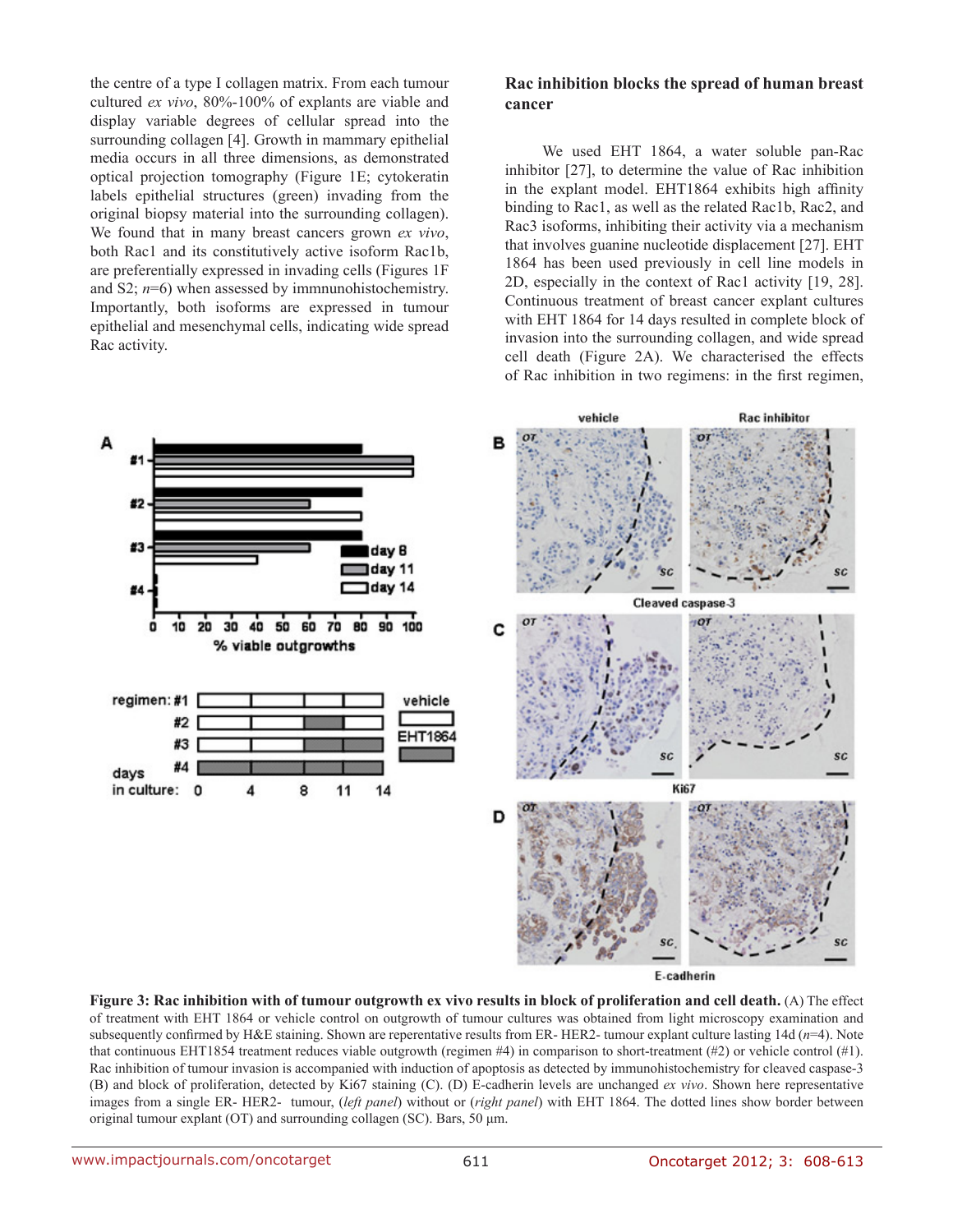the centre of a type I collagen matrix. From each tumour cultured *ex vivo*, 80%-100% of explants are viable and display variable degrees of cellular spread into the surrounding collagen [4]. Growth in mammary epithelial media occurs in all three dimensions, as demonstrated optical projection tomography (Figure 1E; cytokeratin labels epithelial structures (green) invading from the original biopsy material into the surrounding collagen). We found that in many breast cancers grown *ex vivo*, both Rac1 and its constitutively active isoform Rac1b, are preferentially expressed in invading cells (Figures 1F and S2; *n*=6) when assessed by immnunohistochemistry. Importantly, both isoforms are expressed in tumour epithelial and mesenchymal cells, indicating wide spread Rac activity.

## Rac inhibition blocks the spread of human breast cancer

We used EHT 1864, a water soluble pan-Rac inhibitor [27], to determine the value of Rac inhibition in the explant model. EHT1864 exhibits high affinity binding to Rac1, as well as the related Rac1b, Rac2, and Rac3 isoforms, inhibiting their activity via a mechanism that involves guanine nucleotide displacement [27]. EHT 1864 has been used previously in cell line models in 2D, especially in the context of Rac1 activity [19, 28]. Continuous treatment of breast cancer explant cultures with EHT 1864 for 14 days resulted in complete block of invasion into the surrounding collagen, and wide spread cell death (Figure 2A). We characterised the effects of Rac inhibition in two regimens: in the first regimen,

A

#1
#2
#3
#4

day 8
day 11
day 14

0 10 20 30 40 50 60 70 80 90 100

% viable outgrowths

regimen: #1
#2
#3
#4

vehicle
EHT1864

days in culture: 0 4 8 11 14

vehicle Rac inhibitor

B

OT SC

Cleaved caspase-3

C

Ki67

D

E-cadherin

**Figure 3: Rac inhibition with of tumour outgrowth ex vivo results in block of proliferation and cell death.** (A) The effect of treatment with EHT 1864 or vehicle control on outgrowth of tumour cultures was obtained from light microscopy examination and subsequently confirmed by H&E staining. Shown are reperentative results from ER- HER2- tumour explant culture lasting 14d (*n*=4). Note that continuous EHT1854 treatment reduces viable outgrowth (regimen #4) in comparison to short-treatment (#2) or vehicle control (#1). Rac inhibition of tumour invasion is accompanied with induction of apoptosis as detected by immunohistochemistry for cleaved caspase-3 (B) and block of proliferation, detected by Ki67 staining (C). (D) E-cadherin levels are unchanged *ex vivo*. Shown here representative images from a single ER- HER2- tumour, (*left panel*) without or (*right panel*) with EHT 1864. The dotted lines show border between original tumour explant (OT) and surrounding collagen (SC). Bars, 50 µm.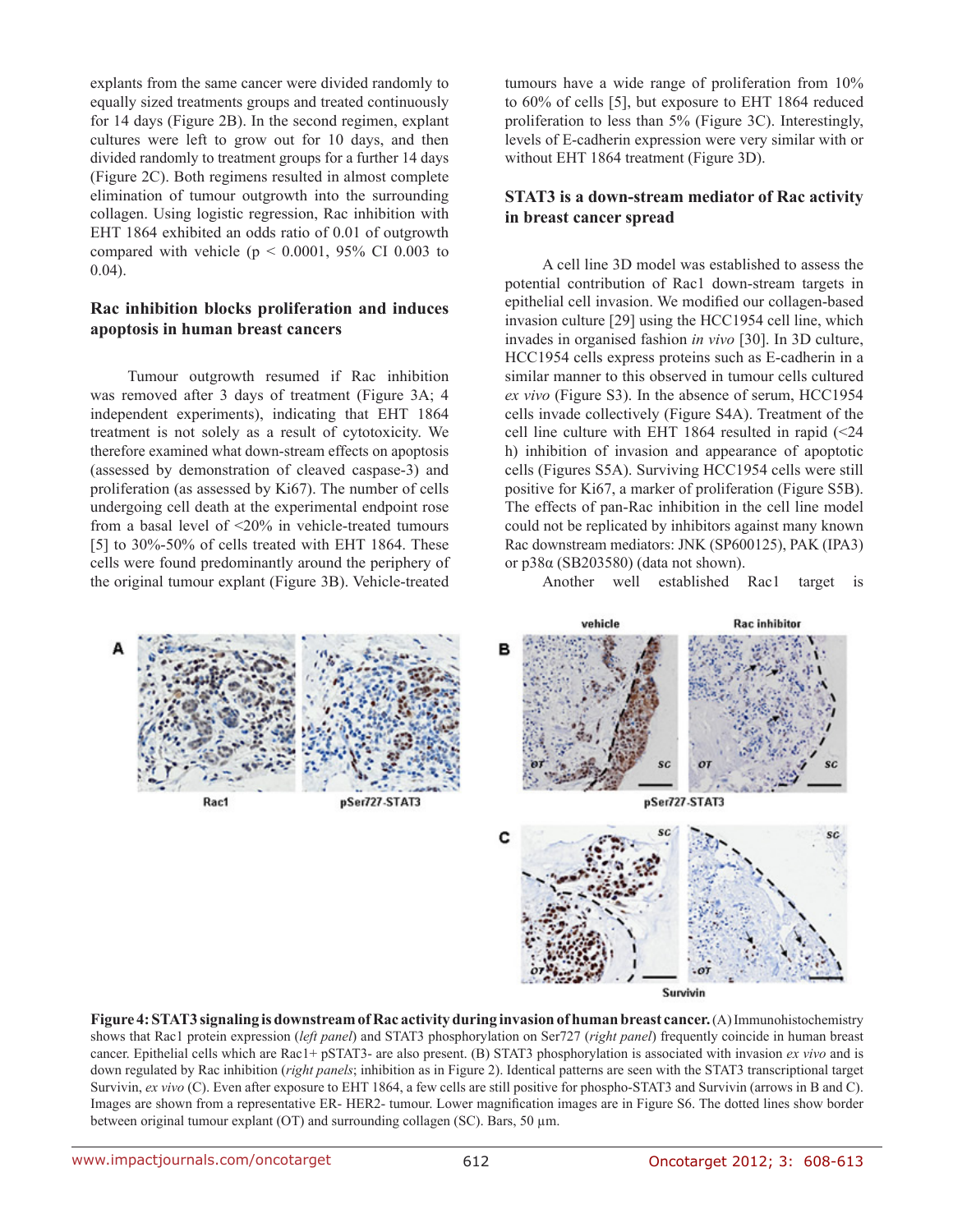explants from the same cancer were divided randomly to equally sized treatments groups and treated continuously for 14 days (Figure 2B). In the second regimen, explant cultures were left to grow out for 10 days, and then divided randomly to treatment groups for a further 14 days (Figure 2C). Both regimens resulted in almost complete elimination of tumour outgrowth into the surrounding collagen. Using logistic regression, Rac inhibition with EHT 1864 exhibited an odds ratio of 0.01 of outgrowth compared with vehicle ($p < 0.0001$, 95% CI 0.003 to 0.04).

### Rac inhibition blocks proliferation and induces apoptosis in human breast cancers

Tumour outgrowth resumed if Rac inhibition was removed after 3 days of treatment (Figure 3A; 4 independent experiments), indicating that EHT 1864 treatment is not solely as a result of cytotoxicity. We therefore examined what down-stream effects on apoptosis (assessed by demonstration of cleaved caspase-3) and proliferation (as assessed by Ki67). The number of cells undergoing cell death at the experimental endpoint rose from a basal level of <20% in vehicle-treated tumours [5] to 30%-50% of cells treated with EHT 1864. These cells were found predominantly around the periphery of the original tumour explant (Figure 3B). Vehicle-treated tumours have a wide range of proliferation from 10% to 60% of cells [5], but exposure to EHT 1864 reduced proliferation to less than 5% (Figure 3C). Interestingly, levels of E-cadherin expression were very similar with or without EHT 1864 treatment (Figure 3D).

### STAT3 is a down-stream mediator of Rac activity in breast cancer spread

A cell line 3D model was established to assess the potential contribution of Rac1 down-stream targets in epithelial cell invasion. We modified our collagen-based invasion culture [29] using the HCC1954 cell line, which invades in organised fashion *in vivo* [30]. In 3D culture, HCC1954 cells express proteins such as E-cadherin in a similar manner to this observed in tumour cells cultured *ex vivo* (Figure S3). In the absence of serum, HCC1954 cells invade collectively (Figure S4A). Treatment of the cell line culture with EHT 1864 resulted in rapid (<24 h) inhibition of invasion and appearance of apoptotic cells (Figures S5A). Surviving HCC1954 cells were still positive for Ki67, a marker of proliferation (Figure S5B). The effects of pan-Rac inhibition in the cell line model could not be replicated by inhibitors against many known Rac downstream mediators: JNK (SP600125), PAK (IPA3) or p38α (SB203580) (data not shown).

Another well established Rac1 target is

A
Rac1
pSer727-STAT3

B
vehicle
Rac inhibitor
OT
SC
OT
SC
pSer727-STAT3

C
SC
SC
OT
OT
Survivin

**Figure 4: STAT3 signaling is downstream of Rac activity during invasion of human breast cancer.** (A) Immunohistochemistry shows that Rac1 protein expression (*left panel*) and STAT3 phosphorylation on Ser727 (*right panel*) frequently coincide in human breast cancer. Epithelial cells which are Rac1+ pSTAT3- are also present. (B) STAT3 phosphorylation is associated with invasion *ex vivo* and is down regulated by Rac inhibition (*right panels*; inhibition as in Figure 2). Identical patterns are seen with the STAT3 transcriptional target Survivin, *ex vivo* (C). Even after exposure to EHT 1864, a few cells are still positive for phospho-STAT3 and Survivin (arrows in B and C). Images are shown from a representative ER- HER2- tumour. Lower magnification images are in Figure S6. The dotted lines show border between original tumour explant (OT) and surrounding collagen (SC). Bars, 50 µm.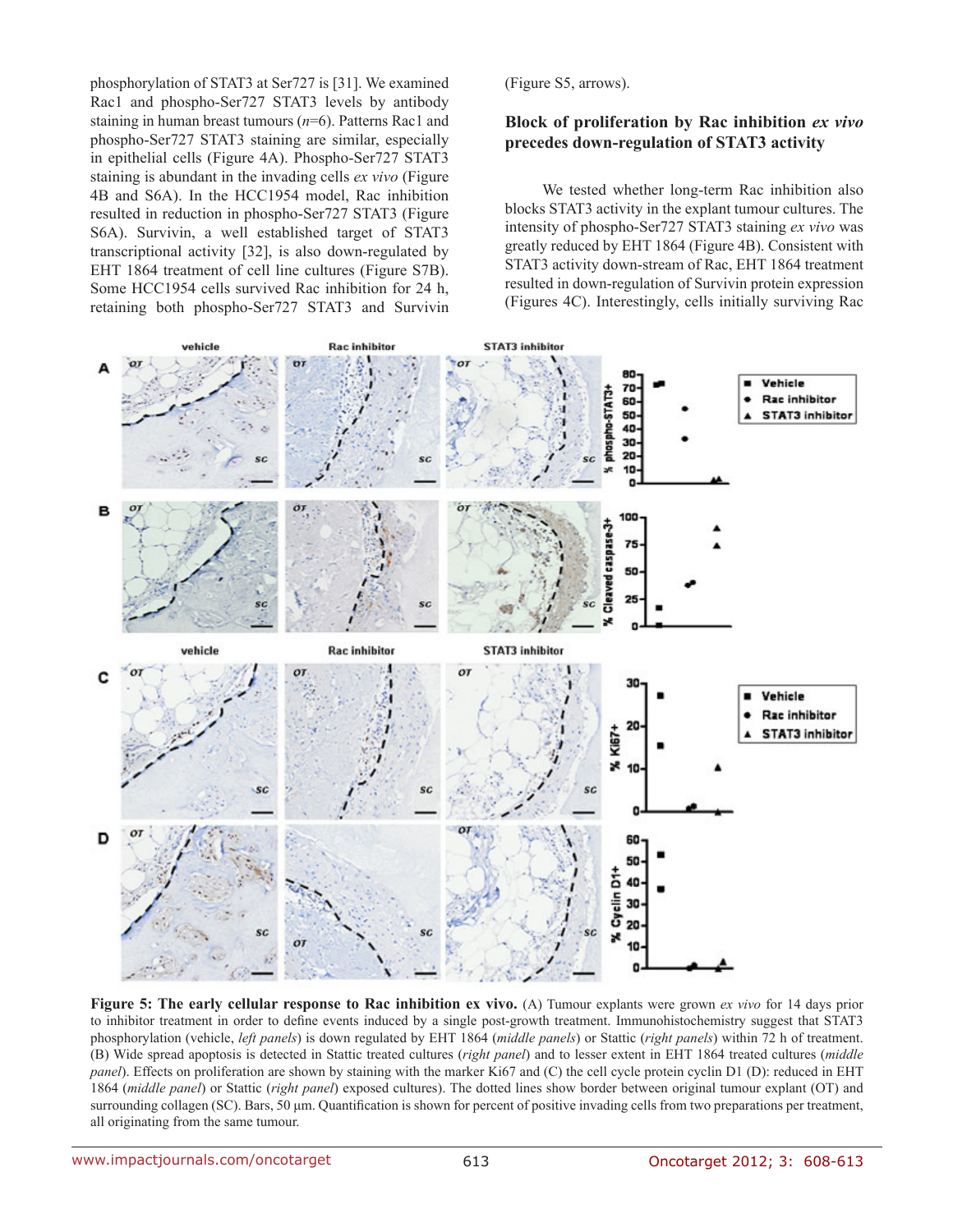phosphorylation of STAT3 at Ser727 is [31]. We examined Rac1 and phospho-Ser727 STAT3 levels by antibody staining in human breast tumours (*n*=6). Patterns Rac1 and phospho-Ser727 STAT3 staining are similar, especially in epithelial cells (Figure 4A). Phospho-Ser727 STAT3 staining is abundant in the invading cells *ex vivo* (Figure 4B and S6A). In the HCC1954 model, Rac inhibition resulted in reduction in phospho-Ser727 STAT3 (Figure S6A). Survivin, a well established target of STAT3 transcriptional activity [32], is also down-regulated by EHT 1864 treatment of cell line cultures (Figure S7B). Some HCC1954 cells survived Rac inhibition for 24 h, retaining both phospho-Ser727 STAT3 and Survivin (Figure S5, arrows).

### Block of proliferation by Rac inhibition *ex vivo* precedes down-regulation of STAT3 activity

We tested whether long-term Rac inhibition also blocks STAT3 activity in the explant tumour cultures. The intensity of phospho-Ser727 STAT3 staining *ex vivo* was greatly reduced by EHT 1864 (Figure 4B). Consistent with STAT3 activity down-stream of Rac, EHT 1864 treatment resulted in down-regulation of Survivin protein expression (Figures 4C). Interestingly, cells initially surviving Rac

vehicle
Rac inhibitor
STAT3 inhibitor
A
OT
SC
% phospho-STAT3+
80
70
60
50
40
30
20
10
0
Vehicle
Rac inhibitor
STAT3 inhibitor
B
% Cleaved caspase-3+
100
75
50
25
0
C
% Ki67+
30
20
10
0
D
% Cyclin D1+
60
50
40
30
20
10
0

**Figure 5: The early cellular response to Rac inhibition ex vivo.** (A) Tumour explants were grown *ex vivo* for 14 days prior to inhibitor treatment in order to define events induced by a single post-growth treatment. Immunohistochemistry suggest that STAT3 phosphorylation (vehicle, *left panels*) is down regulated by EHT 1864 (*middle panels*) or Stattic (*right panels*) within 72 h of treatment. (B) Wide spread apoptosis is detected in Stattic treated cultures (*right panel*) and to lesser extent in EHT 1864 treated cultures (*middle panel*). Effects on proliferation are shown by staining with the marker Ki67 and (C) the cell cycle protein cyclin D1 (D): reduced in EHT 1864 (*middle panel*) or Stattic (*right panel*) exposed cultures). The dotted lines show border between original tumour explant (OT) and surrounding collagen (SC). Bars, 50 µm. Quantification is shown for percent of positive invading cells from two preparations per treatment, all originating from the same tumour.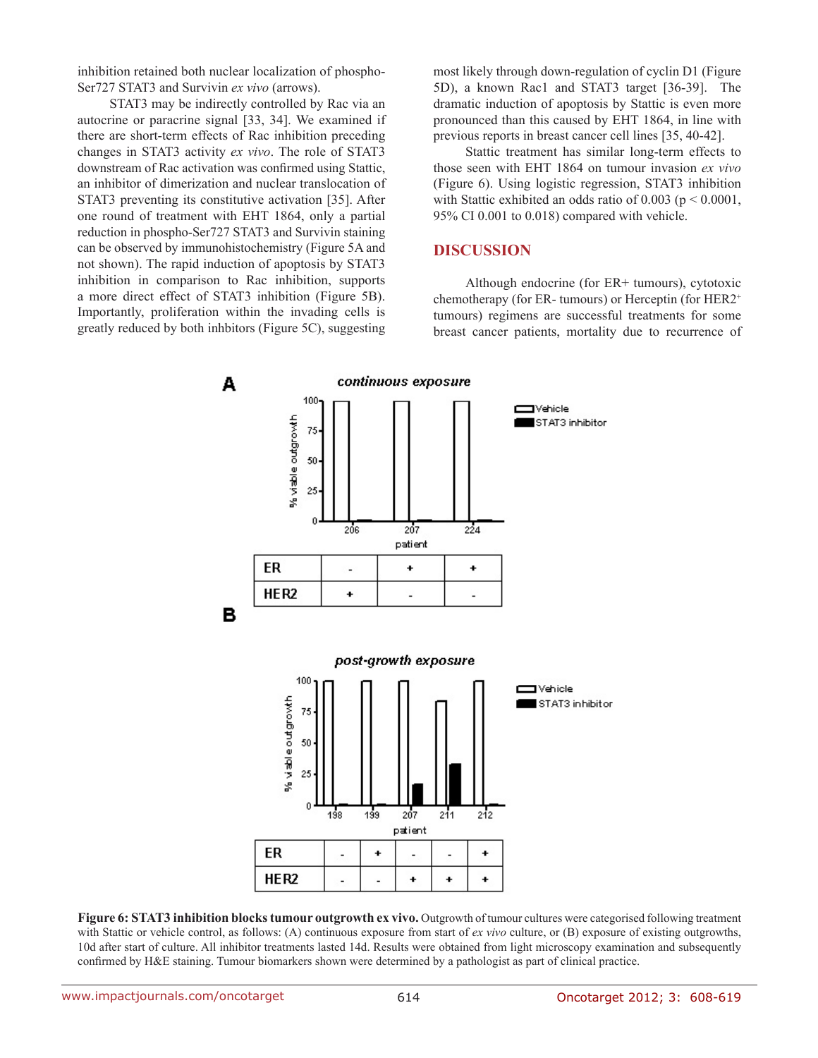inhibition retained both nuclear localization of phospho-Ser727 STAT3 and Survivin *ex vivo* (arrows).

STAT3 may be indirectly controlled by Rac via an autocrine or paracrine signal [33, 34]. We examined if there are short-term effects of Rac inhibition preceding changes in STAT3 activity *ex vivo*. The role of STAT3 downstream of Rac activation was confirmed using Stattic, an inhibitor of dimerization and nuclear translocation of STAT3 preventing its constitutive activation [35]. After one round of treatment with EHT 1864, only a partial reduction in phospho-Ser727 STAT3 and Survivin staining can be observed by immunohistochemistry (Figure 5A and not shown). The rapid induction of apoptosis by STAT3 inhibition in comparison to Rac inhibition, supports a more direct effect of STAT3 inhibition (Figure 5B). Importantly, proliferation within the invading cells is greatly reduced by both inhbitors (Figure 5C), suggesting most likely through down-regulation of cyclin D1 (Figure 5D), a known Rac1 and STAT3 target [36-39]. The dramatic induction of apoptosis by Stattic is even more pronounced than this caused by EHT 1864, in line with previous reports in breast cancer cell lines [35, 40-42].

Stattic treatment has similar long-term effects to those seen with EHT 1864 on tumour invasion *ex vivo* (Figure 6). Using logistic regression, STAT3 inhibition with Stattic exhibited an odds ratio of 0.003 ($p < 0.0001$, 95% CI 0.001 to 0.018) compared with vehicle.

## DISCUSSION

Although endocrine (for ER+ tumours), cytotoxic chemotherapy (for ER- tumours) or Herceptin (for HER2+ tumours) regimens are successful treatments for some breast cancer patients, mortality due to recurrence of

A

continuous exposure

% viable outgrowth

0
25
50
75
100

206
207
224

patient

Vehicle
STAT3 inhibitor

| | 206 | 207 | 224 |
|---|---|---|---|
| ER | - | + | + |
| HER2 | + | - | - |

B

post-growth exposure

% viable outgrowth

0
25
50
75
100

198
199
207
211
212

patient

Vehicle
STAT3 inhibitor

| | 198 | 199 | 207 | 211 | 212 |
|---|---|---|---|---|---|
| ER | - | + | - | - | + |
| HER2 | - | - | + | + | + |

**Figure 6: STAT3 inhibition blocks tumour outgrowth ex vivo.** Outgrowth of tumour cultures were categorised following treatment with Stattic or vehicle control, as follows: (A) continuous exposure from start of *ex vivo* culture, or (B) exposure of existing outgrowths, 10d after start of culture. All inhibitor treatments lasted 14d. Results were obtained from light microscopy examination and subsequently confirmed by H&E staining. Tumour biomarkers shown were determined by a pathologist as part of clinical practice.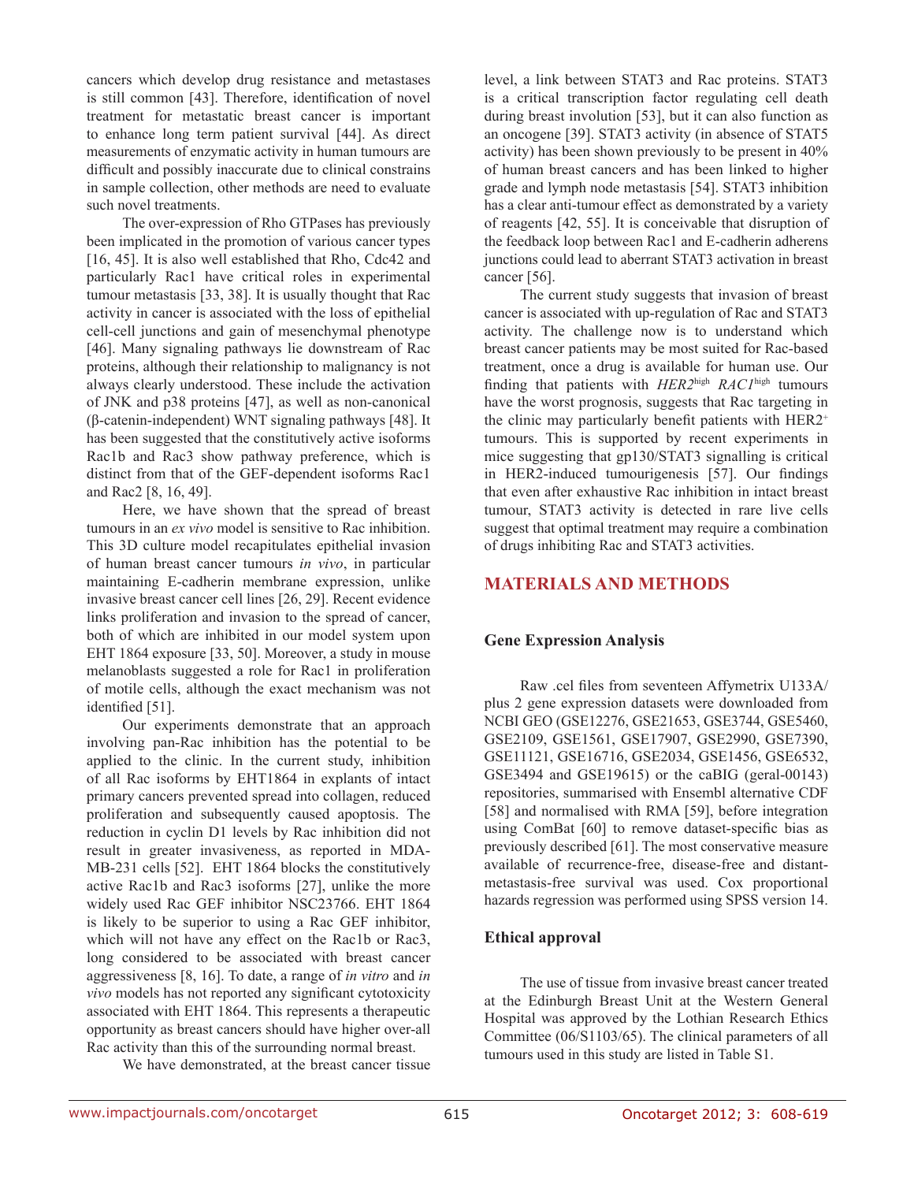cancers which develop drug resistance and metastases is still common [43]. Therefore, identification of novel treatment for metastatic breast cancer is important to enhance long term patient survival [44]. As direct measurements of enzymatic activity in human tumours are difficult and possibly inaccurate due to clinical constrains in sample collection, other methods are need to evaluate such novel treatments.

The over-expression of Rho GTPases has previously been implicated in the promotion of various cancer types [16, 45]. It is also well established that Rho, Cdc42 and particularly Rac1 have critical roles in experimental tumour metastasis [33, 38]. It is usually thought that Rac activity in cancer is associated with the loss of epithelial cell-cell junctions and gain of mesenchymal phenotype [46]. Many signaling pathways lie downstream of Rac proteins, although their relationship to malignancy is not always clearly understood. These include the activation of JNK and p38 proteins [47], as well as non-canonical (β-catenin-independent) WNT signaling pathways [48]. It has been suggested that the constitutively active isoforms Rac1b and Rac3 show pathway preference, which is distinct from that of the GEF-dependent isoforms Rac1 and Rac2 [8, 16, 49].

Here, we have shown that the spread of breast tumours in an *ex vivo* model is sensitive to Rac inhibition. This 3D culture model recapitulates epithelial invasion of human breast cancer tumours *in vivo*, in particular maintaining E-cadherin membrane expression, unlike invasive breast cancer cell lines [26, 29]. Recent evidence links proliferation and invasion to the spread of cancer, both of which are inhibited in our model system upon EHT 1864 exposure [33, 50]. Moreover, a study in mouse melanoblasts suggested a role for Rac1 in proliferation of motile cells, although the exact mechanism was not identified [51].

Our experiments demonstrate that an approach involving pan-Rac inhibition has the potential to be applied to the clinic. In the current study, inhibition of all Rac isoforms by EHT1864 in explants of intact primary cancers prevented spread into collagen, reduced proliferation and subsequently caused apoptosis. The reduction in cyclin D1 levels by Rac inhibition did not result in greater invasiveness, as reported in MDA-MB-231 cells [52]. EHT 1864 blocks the constitutively active Rac1b and Rac3 isoforms [27], unlike the more widely used Rac GEF inhibitor NSC23766. EHT 1864 is likely to be superior to using a Rac GEF inhibitor, which will not have any effect on the Rac1b or Rac3, long considered to be associated with breast cancer aggressiveness [8, 16]. To date, a range of *in vitro* and *in vivo* models has not reported any significant cytotoxicity associated with EHT 1864. This represents a therapeutic opportunity as breast cancers should have higher over-all Rac activity than this of the surrounding normal breast.

We have demonstrated, at the breast cancer tissue level, a link between STAT3 and Rac proteins. STAT3 is a critical transcription factor regulating cell death during breast involution [53], but it can also function as an oncogene [39]. STAT3 activity (in absence of STAT5 activity) has been shown previously to be present in 40% of human breast cancers and has been linked to higher grade and lymph node metastasis [54]. STAT3 inhibition has a clear anti-tumour effect as demonstrated by a variety of reagents [42, 55]. It is conceivable that disruption of the feedback loop between Rac1 and E-cadherin adherens junctions could lead to aberrant STAT3 activation in breast cancer [56].

The current study suggests that invasion of breast cancer is associated with up-regulation of Rac and STAT3 activity. The challenge now is to understand which breast cancer patients may be most suited for Rac-based treatment, once a drug is available for human use. Our finding that patients with *HER2*$^{high}$ *RAC1*$^{high}$ tumours have the worst prognosis, suggests that Rac targeting in the clinic may particularly benefit patients with HER2$^{+}$ tumours. This is supported by recent experiments in mice suggesting that gp130/STAT3 signalling is critical in HER2-induced tumourigenesis [57]. Our findings that even after exhaustive Rac inhibition in intact breast tumour, STAT3 activity is detected in rare live cells suggest that optimal treatment may require a combination of drugs inhibiting Rac and STAT3 activities.

## MATERIALS AND METHODS

### Gene Expression Analysis

Raw .cel files from seventeen Affymetrix U133A/plus 2 gene expression datasets were downloaded from NCBI GEO (GSE12276, GSE21653, GSE3744, GSE5460, GSE2109, GSE1561, GSE17907, GSE2990, GSE7390, GSE11121, GSE16716, GSE2034, GSE1456, GSE6532, GSE3494 and GSE19615) or the caBIG (geral-00143) repositories, summarised with Ensembl alternative CDF [58] and normalised with RMA [59], before integration using ComBat [60] to remove dataset-specific bias as previously described [61]. The most conservative measure available of recurrence-free, disease-free and distant-metastasis-free survival was used. Cox proportional hazards regression was performed using SPSS version 14.

### Ethical approval

The use of tissue from invasive breast cancer treated at the Edinburgh Breast Unit at the Western General Hospital was approved by the Lothian Research Ethics Committee (06/S1103/65). The clinical parameters of all tumours used in this study are listed in Table S1.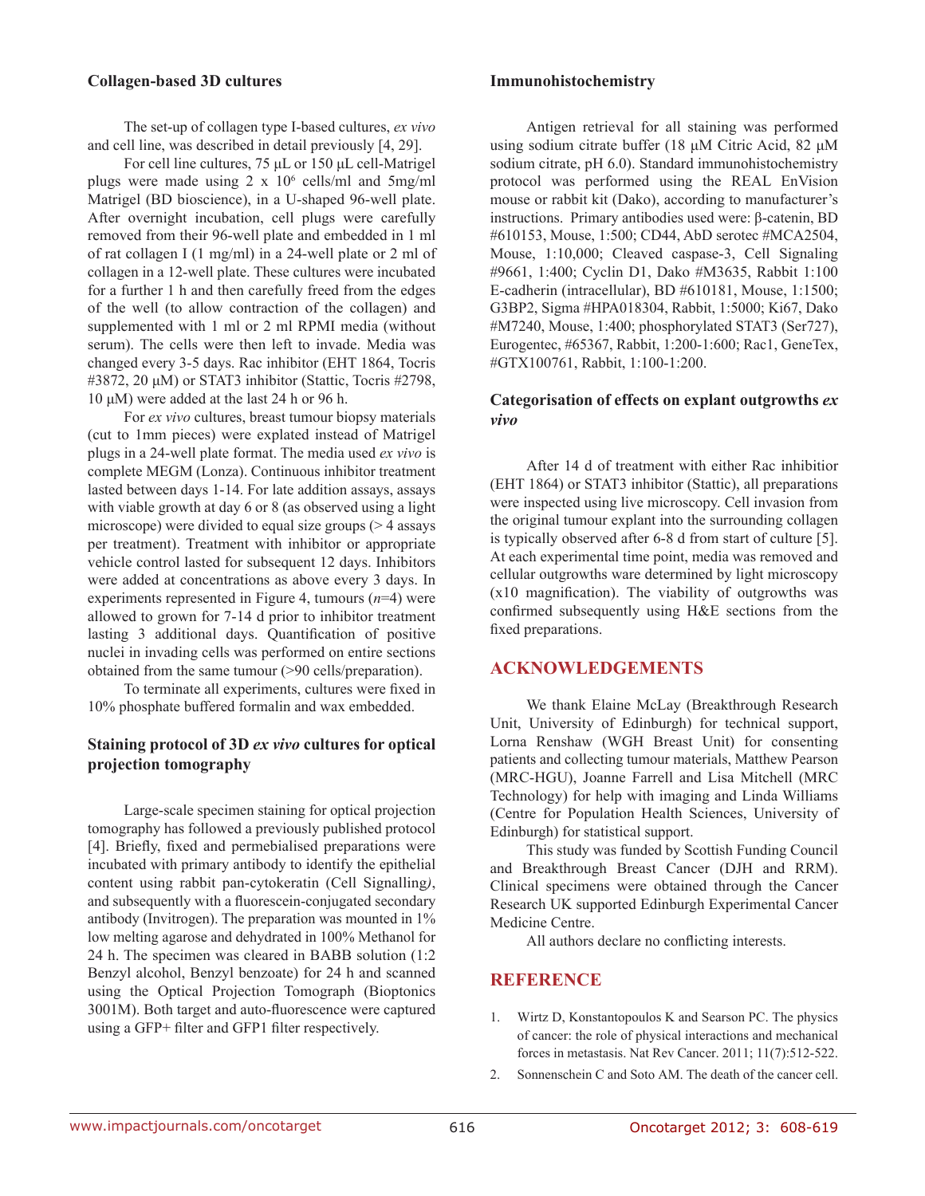### Collagen-based 3D cultures

The set-up of collagen type I-based cultures, *ex vivo* and cell line, was described in detail previously [4, 29].

For cell line cultures, 75 μL or 150 μL cell-Matrigel plugs were made using 2 x $10^6$ cells/ml and 5mg/ml Matrigel (BD bioscience), in a U-shaped 96-well plate. After overnight incubation, cell plugs were carefully removed from their 96-well plate and embedded in 1 ml of rat collagen I (1 mg/ml) in a 24-well plate or 2 ml of collagen in a 12-well plate. These cultures were incubated for a further 1 h and then carefully freed from the edges of the well (to allow contraction of the collagen) and supplemented with 1 ml or 2 ml RPMI media (without serum). The cells were then left to invade. Media was changed every 3-5 days. Rac inhibitor (EHT 1864, Tocris #3872, 20 μM) or STAT3 inhibitor (Stattic, Tocris #2798, 10 μM) were added at the last 24 h or 96 h.

For *ex vivo* cultures, breast tumour biopsy materials (cut to 1mm pieces) were explated instead of Matrigel plugs in a 24-well plate format. The media used *ex vivo* is complete MEGM (Lonza). Continuous inhibitor treatment lasted between days 1-14. For late addition assays, assays with viable growth at day 6 or 8 (as observed using a light microscope) were divided to equal size groups (> 4 assays per treatment). Treatment with inhibitor or appropriate vehicle control lasted for subsequent 12 days. Inhibitors were added at concentrations as above every 3 days. In experiments represented in Figure 4, tumours (*n*=4) were allowed to grown for 7-14 d prior to inhibitor treatment lasting 3 additional days. Quantification of positive nuclei in invading cells was performed on entire sections obtained from the same tumour (>90 cells/preparation).

To terminate all experiments, cultures were fixed in 10% phosphate buffered formalin and wax embedded.

### Staining protocol of 3D *ex vivo* cultures for optical projection tomography

Large-scale specimen staining for optical projection tomography has followed a previously published protocol [4]. Briefly, fixed and permebialised preparations were incubated with primary antibody to identify the epithelial content using rabbit pan-cytokeratin (Cell Signalling*)*, and subsequently with a fluorescein-conjugated secondary antibody (Invitrogen). The preparation was mounted in 1% low melting agarose and dehydrated in 100% Methanol for 24 h. The specimen was cleared in BABB solution (1:2 Benzyl alcohol, Benzyl benzoate) for 24 h and scanned using the Optical Projection Tomograph (Bioptonics 3001M). Both target and auto-fluorescence were captured using a GFP+ filter and GFP1 filter respectively.

### Immunohistochemistry

Antigen retrieval for all staining was performed using sodium citrate buffer (18 μM Citric Acid, 82 μM sodium citrate, pH 6.0). Standard immunohistochemistry protocol was performed using the REAL EnVision mouse or rabbit kit (Dako), according to manufacturer's instructions. Primary antibodies used were: β-catenin, BD #610153, Mouse, 1:500; CD44, AbD serotec #MCA2504, Mouse, 1:10,000; Cleaved caspase-3, Cell Signaling #9661, 1:400; Cyclin D1, Dako #M3635, Rabbit 1:100 E-cadherin (intracellular), BD #610181, Mouse, 1:1500; G3BP2, Sigma #HPA018304, Rabbit, 1:5000; Ki67, Dako #M7240, Mouse, 1:400; phosphorylated STAT3 (Ser727), Eurogentec, #65367, Rabbit, 1:200-1:600; Rac1, GeneTex, #GTX100761, Rabbit, 1:100-1:200.

### Categorisation of effects on explant outgrowths *ex vivo*

After 14 d of treatment with either Rac inhibitior (EHT 1864) or STAT3 inhibitor (Stattic), all preparations were inspected using live microscopy. Cell invasion from the original tumour explant into the surrounding collagen is typically observed after 6-8 d from start of culture [5]. At each experimental time point, media was removed and cellular outgrowths ware determined by light microscopy (x10 magnification). The viability of outgrowths was confirmed subsequently using H&E sections from the fixed preparations.

## ACKNOWLEDGEMENTS

We thank Elaine McLay (Breakthrough Research Unit, University of Edinburgh) for technical support, Lorna Renshaw (WGH Breast Unit) for consenting patients and collecting tumour materials, Matthew Pearson (MRC-HGU), Joanne Farrell and Lisa Mitchell (MRC Technology) for help with imaging and Linda Williams (Centre for Population Health Sciences, University of Edinburgh) for statistical support.

This study was funded by Scottish Funding Council and Breakthrough Breast Cancer (DJH and RRM). Clinical specimens were obtained through the Cancer Research UK supported Edinburgh Experimental Cancer Medicine Centre.

All authors declare no conflicting interests.

## REFERENCE

1. Wirtz D, Konstantopoulos K and Searson PC. The physics of cancer: the role of physical interactions and mechanical forces in metastasis. Nat Rev Cancer. 2011; 11(7):512-522.
2. Sonnenschein C and Soto AM. The death of the cancer cell.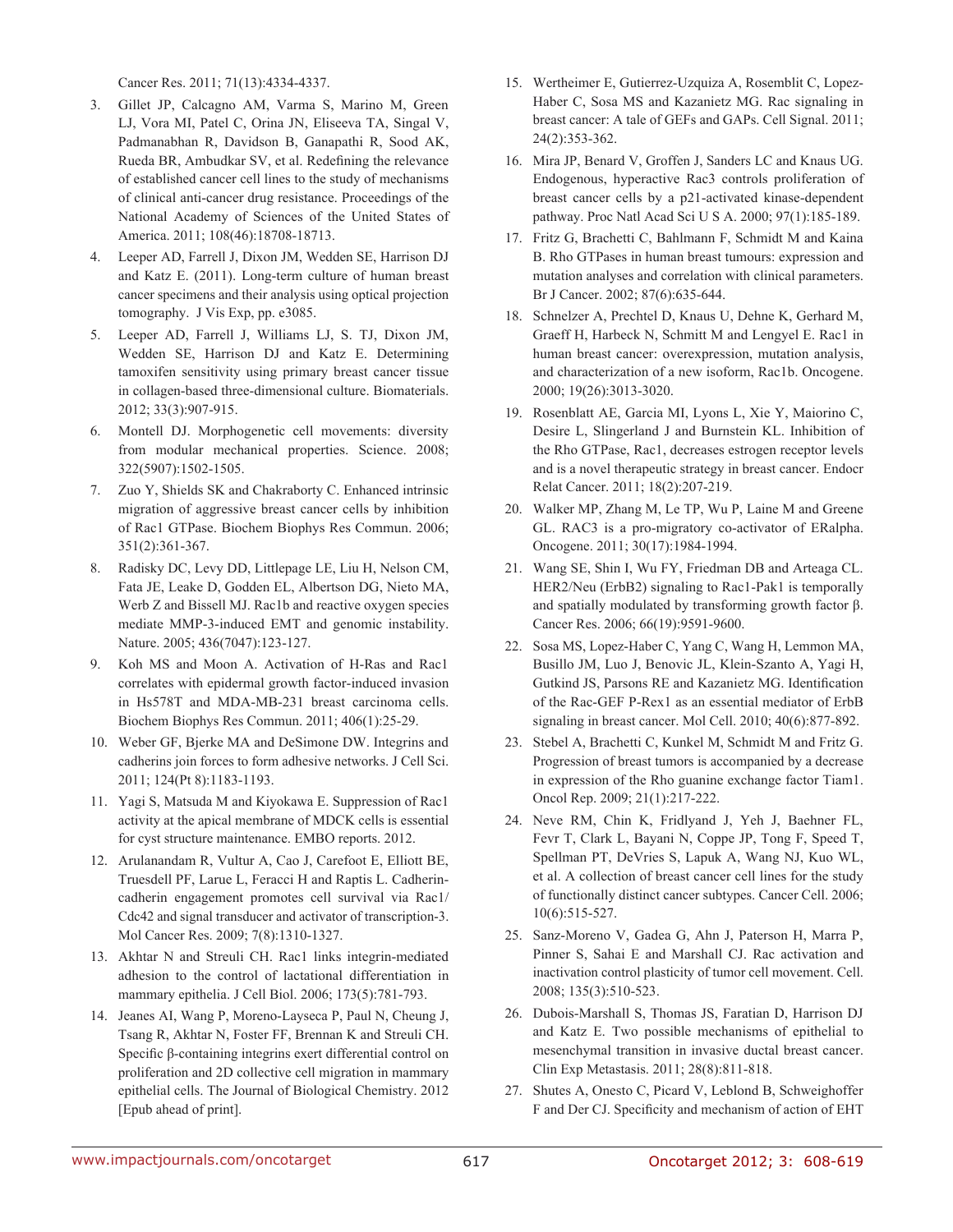Cancer Res. 2011; 71(13):4334-4337.

3. Gillet JP, Calcagno AM, Varma S, Marino M, Green LJ, Vora MI, Patel C, Orina JN, Eliseeva TA, Singal V, Padmanabhan R, Davidson B, Ganapathi R, Sood AK, Rueda BR, Ambudkar SV, et al. Redefining the relevance of established cancer cell lines to the study of mechanisms of clinical anti-cancer drug resistance. Proceedings of the National Academy of Sciences of the United States of America. 2011; 108(46):18708-18713.
4. Leeper AD, Farrell J, Dixon JM, Wedden SE, Harrison DJ and Katz E. (2011). Long-term culture of human breast cancer specimens and their analysis using optical projection tomography. J Vis Exp, pp. e3085.
5. Leeper AD, Farrell J, Williams LJ, S. TJ, Dixon JM, Wedden SE, Harrison DJ and Katz E. Determining tamoxifen sensitivity using primary breast cancer tissue in collagen-based three-dimensional culture. Biomaterials. 2012; 33(3):907-915.
6. Montell DJ. Morphogenetic cell movements: diversity from modular mechanical properties. Science. 2008; 322(5907):1502-1505.
7. Zuo Y, Shields SK and Chakraborty C. Enhanced intrinsic migration of aggressive breast cancer cells by inhibition of Rac1 GTPase. Biochem Biophys Res Commun. 2006; 351(2):361-367.
8. Radisky DC, Levy DD, Littlepage LE, Liu H, Nelson CM, Fata JE, Leake D, Godden EL, Albertson DG, Nieto MA, Werb Z and Bissell MJ. Rac1b and reactive oxygen species mediate MMP-3-induced EMT and genomic instability. Nature. 2005; 436(7047):123-127.
9. Koh MS and Moon A. Activation of H-Ras and Rac1 correlates with epidermal growth factor-induced invasion in Hs578T and MDA-MB-231 breast carcinoma cells. Biochem Biophys Res Commun. 2011; 406(1):25-29.
10. Weber GF, Bjerke MA and DeSimone DW. Integrins and cadherins join forces to form adhesive networks. J Cell Sci. 2011; 124(Pt 8):1183-1193.
11. Yagi S, Matsuda M and Kiyokawa E. Suppression of Rac1 activity at the apical membrane of MDCK cells is essential for cyst structure maintenance. EMBO reports. 2012.
12. Arulanandam R, Vultur A, Cao J, Carefoot E, Elliott BE, Truesdell PF, Larue L, Feracci H and Raptis L. Cadherin-cadherin engagement promotes cell survival via Rac1/Cdc42 and signal transducer and activator of transcription-3. Mol Cancer Res. 2009; 7(8):1310-1327.
13. Akhtar N and Streuli CH. Rac1 links integrin-mediated adhesion to the control of lactational differentiation in mammary epithelia. J Cell Biol. 2006; 173(5):781-793.
14. Jeanes AI, Wang P, Moreno-Layseca P, Paul N, Cheung J, Tsang R, Akhtar N, Foster FF, Brennan K and Streuli CH. Specific β-containing integrins exert differential control on proliferation and 2D collective cell migration in mammary epithelial cells. The Journal of Biological Chemistry. 2012 [Epub ahead of print].
15. Wertheimer E, Gutierrez-Uzquiza A, Rosemblit C, Lopez-Haber C, Sosa MS and Kazanietz MG. Rac signaling in breast cancer: A tale of GEFs and GAPs. Cell Signal. 2011; 24(2):353-362.
16. Mira JP, Benard V, Groffen J, Sanders LC and Knaus UG. Endogenous, hyperactive Rac3 controls proliferation of breast cancer cells by a p21-activated kinase-dependent pathway. Proc Natl Acad Sci U S A. 2000; 97(1):185-189.
17. Fritz G, Brachetti C, Bahlmann F, Schmidt M and Kaina B. Rho GTPases in human breast tumours: expression and mutation analyses and correlation with clinical parameters. Br J Cancer. 2002; 87(6):635-644.
18. Schnelzer A, Prechtel D, Knaus U, Dehne K, Gerhard M, Graeff H, Harbeck N, Schmitt M and Lengyel E. Rac1 in human breast cancer: overexpression, mutation analysis, and characterization of a new isoform, Rac1b. Oncogene. 2000; 19(26):3013-3020.
19. Rosenblatt AE, Garcia MI, Lyons L, Xie Y, Maiorino C, Desire L, Slingerland J and Burnstein KL. Inhibition of the Rho GTPase, Rac1, decreases estrogen receptor levels and is a novel therapeutic strategy in breast cancer. Endocr Relat Cancer. 2011; 18(2):207-219.
20. Walker MP, Zhang M, Le TP, Wu P, Laine M and Greene GL. RAC3 is a pro-migratory co-activator of ERalpha. Oncogene. 2011; 30(17):1984-1994.
21. Wang SE, Shin I, Wu FY, Friedman DB and Arteaga CL. HER2/Neu (ErbB2) signaling to Rac1-Pak1 is temporally and spatially modulated by transforming growth factor β. Cancer Res. 2006; 66(19):9591-9600.
22. Sosa MS, Lopez-Haber C, Yang C, Wang H, Lemmon MA, Busillo JM, Luo J, Benovic JL, Klein-Szanto A, Yagi H, Gutkind JS, Parsons RE and Kazanietz MG. Identification of the Rac-GEF P-Rex1 as an essential mediator of ErbB signaling in breast cancer. Mol Cell. 2010; 40(6):877-892.
23. Stebel A, Brachetti C, Kunkel M, Schmidt M and Fritz G. Progression of breast tumors is accompanied by a decrease in expression of the Rho guanine exchange factor Tiam1. Oncol Rep. 2009; 21(1):217-222.
24. Neve RM, Chin K, Fridlyand J, Yeh J, Baehner FL, Fevr T, Clark L, Bayani N, Coppe JP, Tong F, Speed T, Spellman PT, DeVries S, Lapuk A, Wang NJ, Kuo WL, et al. A collection of breast cancer cell lines for the study of functionally distinct cancer subtypes. Cancer Cell. 2006; 10(6):515-527.
25. Sanz-Moreno V, Gadea G, Ahn J, Paterson H, Marra P, Pinner S, Sahai E and Marshall CJ. Rac activation and inactivation control plasticity of tumor cell movement. Cell. 2008; 135(3):510-523.
26. Dubois-Marshall S, Thomas JS, Faratian D, Harrison DJ and Katz E. Two possible mechanisms of epithelial to mesenchymal transition in invasive ductal breast cancer. Clin Exp Metastasis. 2011; 28(8):811-818.
27. Shutes A, Onesto C, Picard V, Leblond B, Schweighoffer F and Der CJ. Specificity and mechanism of action of EHT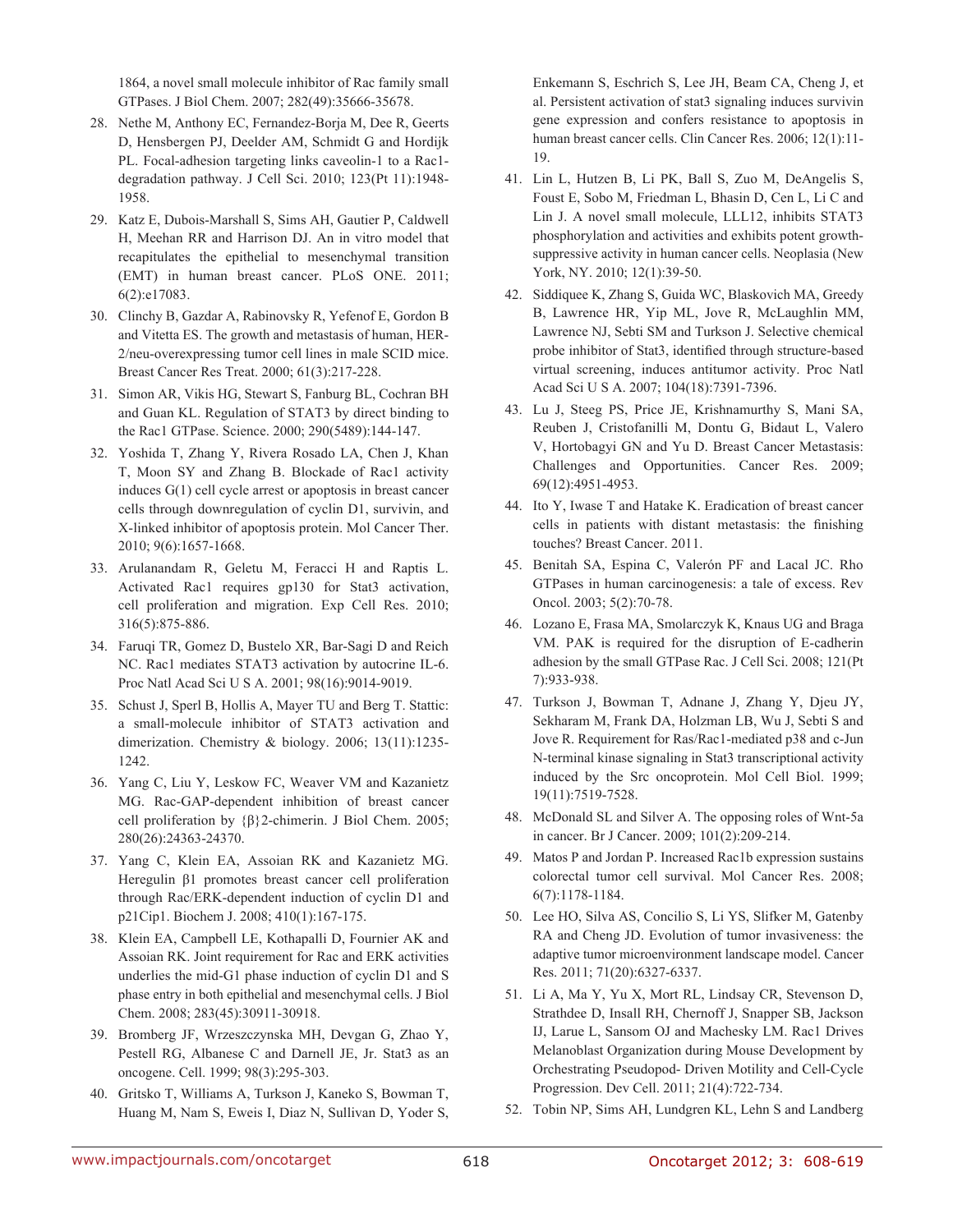1864, a novel small molecule inhibitor of Rac family small GTPases. J Biol Chem. 2007; 282(49):35666-35678.

28. Nethe M, Anthony EC, Fernandez-Borja M, Dee R, Geerts D, Hensbergen PJ, Deelder AM, Schmidt G and Hordijk PL. Focal-adhesion targeting links caveolin-1 to a Rac1-degradation pathway. J Cell Sci. 2010; 123(Pt 11):1948-1958.

29. Katz E, Dubois-Marshall S, Sims AH, Gautier P, Caldwell H, Meehan RR and Harrison DJ. An in vitro model that recapitulates the epithelial to mesenchymal transition (EMT) in human breast cancer. PLoS ONE. 2011; 6(2):e17083.

30. Clinchy B, Gazdar A, Rabinovsky R, Yefenof E, Gordon B and Vitetta ES. The growth and metastasis of human, HER-2/neu-overexpressing tumor cell lines in male SCID mice. Breast Cancer Res Treat. 2000; 61(3):217-228.

31. Simon AR, Vikis HG, Stewart S, Fanburg BL, Cochran BH and Guan KL. Regulation of STAT3 by direct binding to the Rac1 GTPase. Science. 2000; 290(5489):144-147.

32. Yoshida T, Zhang Y, Rivera Rosado LA, Chen J, Khan T, Moon SY and Zhang B. Blockade of Rac1 activity induces G(1) cell cycle arrest or apoptosis in breast cancer cells through downregulation of cyclin D1, survivin, and X-linked inhibitor of apoptosis protein. Mol Cancer Ther. 2010; 9(6):1657-1668.

33. Arulanandam R, Geletu M, Feracci H and Raptis L. Activated Rac1 requires gp130 for Stat3 activation, cell proliferation and migration. Exp Cell Res. 2010; 316(5):875-886.

34. Faruqi TR, Gomez D, Bustelo XR, Bar-Sagi D and Reich NC. Rac1 mediates STAT3 activation by autocrine IL-6. Proc Natl Acad Sci U S A. 2001; 98(16):9014-9019.

35. Schust J, Sperl B, Hollis A, Mayer TU and Berg T. Stattic: a small-molecule inhibitor of STAT3 activation and dimerization. Chemistry & biology. 2006; 13(11):1235-1242.

36. Yang C, Liu Y, Leskow FC, Weaver VM and Kazanietz MG. Rac-GAP-dependent inhibition of breast cancer cell proliferation by {β}2-chimerin. J Biol Chem. 2005; 280(26):24363-24370.

37. Yang C, Klein EA, Assoian RK and Kazanietz MG. Heregulin β1 promotes breast cancer cell proliferation through Rac/ERK-dependent induction of cyclin D1 and p21Cip1. Biochem J. 2008; 410(1):167-175.

38. Klein EA, Campbell LE, Kothapalli D, Fournier AK and Assoian RK. Joint requirement for Rac and ERK activities underlies the mid-G1 phase induction of cyclin D1 and S phase entry in both epithelial and mesenchymal cells. J Biol Chem. 2008; 283(45):30911-30918.

39. Bromberg JF, Wrzeszczynska MH, Devgan G, Zhao Y, Pestell RG, Albanese C and Darnell JE, Jr. Stat3 as an oncogene. Cell. 1999; 98(3):295-303.

40. Gritsko T, Williams A, Turkson J, Kaneko S, Bowman T, Huang M, Nam S, Eweis I, Diaz N, Sullivan D, Yoder S, Enkemann S, Eschrich S, Lee JH, Beam CA, Cheng J, et al. Persistent activation of stat3 signaling induces survivin gene expression and confers resistance to apoptosis in human breast cancer cells. Clin Cancer Res. 2006; 12(1):11-19.

41. Lin L, Hutzen B, Li PK, Ball S, Zuo M, DeAngelis S, Foust E, Sobo M, Friedman L, Bhasin D, Cen L, Li C and Lin J. A novel small molecule, LLL12, inhibits STAT3 phosphorylation and activities and exhibits potent growth-suppressive activity in human cancer cells. Neoplasia (New York, NY. 2010; 12(1):39-50.

42. Siddiquee K, Zhang S, Guida WC, Blaskovich MA, Greedy B, Lawrence HR, Yip ML, Jove R, McLaughlin MM, Lawrence NJ, Sebti SM and Turkson J. Selective chemical probe inhibitor of Stat3, identified through structure-based virtual screening, induces antitumor activity. Proc Natl Acad Sci U S A. 2007; 104(18):7391-7396.

43. Lu J, Steeg PS, Price JE, Krishnamurthy S, Mani SA, Reuben J, Cristofanilli M, Dontu G, Bidaut L, Valero V, Hortobagyi GN and Yu D. Breast Cancer Metastasis: Challenges and Opportunities. Cancer Res. 2009; 69(12):4951-4953.

44. Ito Y, Iwase T and Hatake K. Eradication of breast cancer cells in patients with distant metastasis: the finishing touches? Breast Cancer. 2011.

45. Benitah SA, Espina C, Valerón PF and Lacal JC. Rho GTPases in human carcinogenesis: a tale of excess. Rev Oncol. 2003; 5(2):70-78.

46. Lozano E, Frasa MA, Smolarczyk K, Knaus UG and Braga VM. PAK is required for the disruption of E-cadherin adhesion by the small GTPase Rac. J Cell Sci. 2008; 121(Pt 7):933-938.

47. Turkson J, Bowman T, Adnane J, Zhang Y, Djeu JY, Sekharam M, Frank DA, Holzman LB, Wu J, Sebti S and Jove R. Requirement for Ras/Rac1-mediated p38 and c-Jun N-terminal kinase signaling in Stat3 transcriptional activity induced by the Src oncoprotein. Mol Cell Biol. 1999; 19(11):7519-7528.

48. McDonald SL and Silver A. The opposing roles of Wnt-5a in cancer. Br J Cancer. 2009; 101(2):209-214.

49. Matos P and Jordan P. Increased Rac1b expression sustains colorectal tumor cell survival. Mol Cancer Res. 2008; 6(7):1178-1184.

50. Lee HO, Silva AS, Concilio S, Li YS, Slifker M, Gatenby RA and Cheng JD. Evolution of tumor invasiveness: the adaptive tumor microenvironment landscape model. Cancer Res. 2011; 71(20):6327-6337.

51. Li A, Ma Y, Yu X, Mort RL, Lindsay CR, Stevenson D, Strathdee D, Insall RH, Chernoff J, Snapper SB, Jackson IJ, Larue L, Sansom OJ and Machesky LM. Rac1 Drives Melanoblast Organization during Mouse Development by Orchestrating Pseudopod- Driven Motility and Cell-Cycle Progression. Dev Cell. 2011; 21(4):722-734.

52. Tobin NP, Sims AH, Lundgren KL, Lehn S and Landberg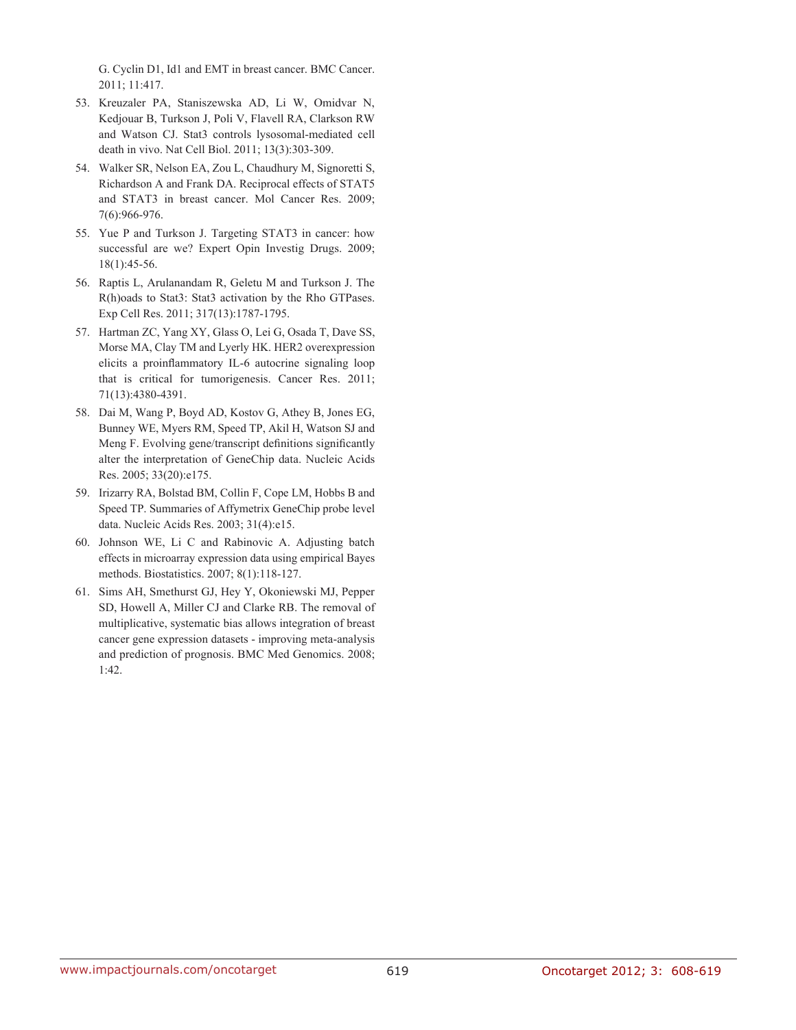G. Cyclin D1, Id1 and EMT in breast cancer. BMC Cancer. 2011; 11:417.

53. Kreuzaler PA, Staniszewska AD, Li W, Omidvar N, Kedjouar B, Turkson J, Poli V, Flavell RA, Clarkson RW and Watson CJ. Stat3 controls lysosomal-mediated cell death in vivo. Nat Cell Biol. 2011; 13(3):303-309.

54. Walker SR, Nelson EA, Zou L, Chaudhury M, Signoretti S, Richardson A and Frank DA. Reciprocal effects of STAT5 and STAT3 in breast cancer. Mol Cancer Res. 2009; 7(6):966-976.

55. Yue P and Turkson J. Targeting STAT3 in cancer: how successful are we? Expert Opin Investig Drugs. 2009; 18(1):45-56.

56. Raptis L, Arulanandam R, Geletu M and Turkson J. The R(h)oads to Stat3: Stat3 activation by the Rho GTPases. Exp Cell Res. 2011; 317(13):1787-1795.

57. Hartman ZC, Yang XY, Glass O, Lei G, Osada T, Dave SS, Morse MA, Clay TM and Lyerly HK. HER2 overexpression elicits a proinflammatory IL-6 autocrine signaling loop that is critical for tumorigenesis. Cancer Res. 2011; 71(13):4380-4391.

58. Dai M, Wang P, Boyd AD, Kostov G, Athey B, Jones EG, Bunney WE, Myers RM, Speed TP, Akil H, Watson SJ and Meng F. Evolving gene/transcript definitions significantly alter the interpretation of GeneChip data. Nucleic Acids Res. 2005; 33(20):e175.

59. Irizarry RA, Bolstad BM, Collin F, Cope LM, Hobbs B and Speed TP. Summaries of Affymetrix GeneChip probe level data. Nucleic Acids Res. 2003; 31(4):e15.

60. Johnson WE, Li C and Rabinovic A. Adjusting batch effects in microarray expression data using empirical Bayes methods. Biostatistics. 2007; 8(1):118-127.

61. Sims AH, Smethurst GJ, Hey Y, Okoniewski MJ, Pepper SD, Howell A, Miller CJ and Clarke RB. The removal of multiplicative, systematic bias allows integration of breast cancer gene expression datasets - improving meta-analysis and prediction of prognosis. BMC Med Genomics. 2008; 1:42.